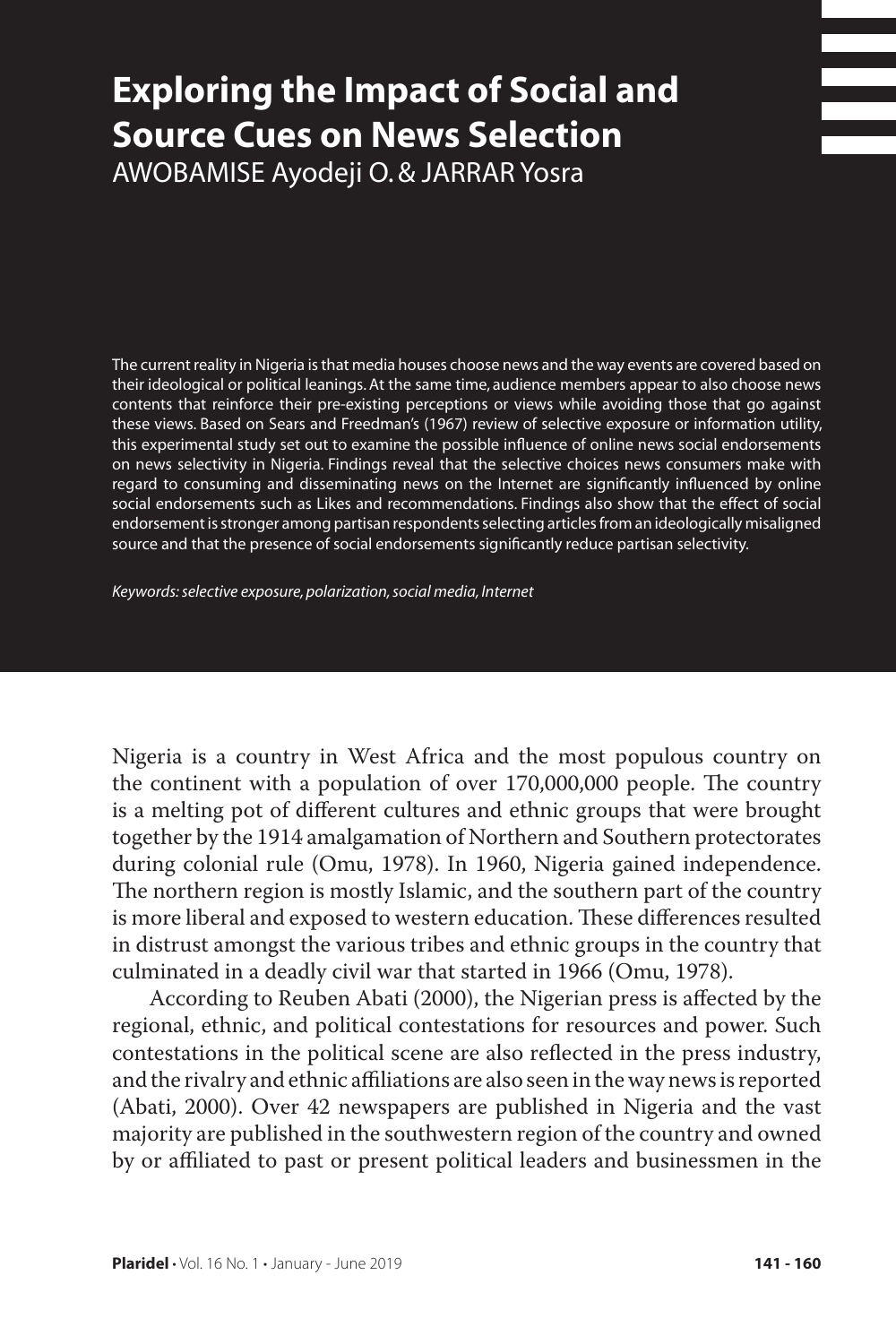# Exploring the Impact of Social and Source Cues on News Selection

AWOBAMISE Ayodeji O. & JARRAR Yosra

The current reality in Nigeria is that media houses choose news and the way events are covered based on their ideological or political leanings. At the same time, audience members appear to also choose news contents that reinforce their pre-existing perceptions or views while avoiding those that go against these views. Based on Sears and Freedman's (1967) review of selective exposure or information utility, this experimental study set out to examine the possible influence of online news social endorsements on news selectivity in Nigeria. Findings reveal that the selective choices news consumers make with regard to consuming and disseminating news on the Internet are significantly influenced by online social endorsements such as Likes and recommendations. Findings also show that the effect of social endorsement is stronger among partisan respondents selecting articles from an ideologically misaligned source and that the presence of social endorsements significantly reduce partisan selectivity.

*Keywords: selective exposure, polarization, social media, Internet*

Nigeria is a country in West Africa and the most populous country on the continent with a population of over 170,000,000 people. The country is a melting pot of different cultures and ethnic groups that were brought together by the 1914 amalgamation of Northern and Southern protectorates during colonial rule (Omu, 1978). In 1960, Nigeria gained independence. The northern region is mostly Islamic, and the southern part of the country is more liberal and exposed to western education. These differences resulted in distrust amongst the various tribes and ethnic groups in the country that culminated in a deadly civil war that started in 1966 (Omu, 1978).

According to Reuben Abati (2000), the Nigerian press is affected by the regional, ethnic, and political contestations for resources and power. Such contestations in the political scene are also reflected in the press industry, and the rivalry and ethnic affiliations are also seen in the way news is reported (Abati, 2000). Over 42 newspapers are published in Nigeria and the vast majority are published in the southwestern region of the country and owned by or affiliated to past or present political leaders and businessmen in the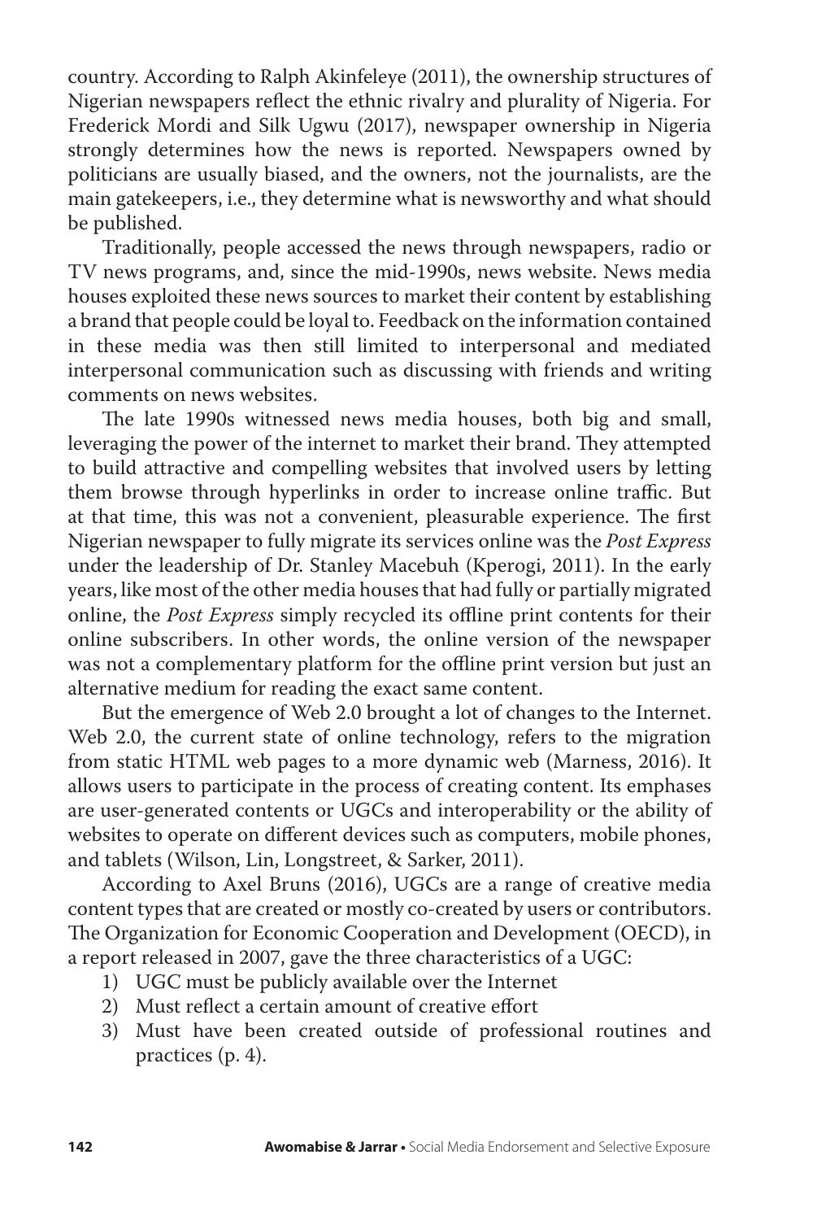country. According to Ralph Akinfeleye (2011), the ownership structures of Nigerian newspapers reflect the ethnic rivalry and plurality of Nigeria. For Frederick Mordi and Silk Ugwu (2017), newspaper ownership in Nigeria strongly determines how the news is reported. Newspapers owned by politicians are usually biased, and the owners, not the journalists, are the main gatekeepers, i.e., they determine what is newsworthy and what should be published.

Traditionally, people accessed the news through newspapers, radio or TV news programs, and, since the mid-1990s, news website. News media houses exploited these news sources to market their content by establishing a brand that people could be loyal to. Feedback on the information contained in these media was then still limited to interpersonal and mediated interpersonal communication such as discussing with friends and writing comments on news websites.

The late 1990s witnessed news media houses, both big and small, leveraging the power of the internet to market their brand. They attempted to build attractive and compelling websites that involved users by letting them browse through hyperlinks in order to increase online traffic. But at that time, this was not a convenient, pleasurable experience. The first Nigerian newspaper to fully migrate its services online was the *Post Express* under the leadership of Dr. Stanley Macebuh (Kperogi, 2011). In the early years, like most of the other media houses that had fully or partially migrated online, the *Post Express* simply recycled its offline print contents for their online subscribers. In other words, the online version of the newspaper was not a complementary platform for the offline print version but just an alternative medium for reading the exact same content.

But the emergence of Web 2.0 brought a lot of changes to the Internet. Web 2.0, the current state of online technology, refers to the migration from static HTML web pages to a more dynamic web (Marness, 2016). It allows users to participate in the process of creating content. Its emphases are user-generated contents or UGCs and interoperability or the ability of websites to operate on different devices such as computers, mobile phones, and tablets (Wilson, Lin, Longstreet, & Sarker, 2011).

According to Axel Bruns (2016), UGCs are a range of creative media content types that are created or mostly co-created by users or contributors. The Organization for Economic Cooperation and Development (OECD), in a report released in 2007, gave the three characteristics of a UGC:

1) UGC must be publicly available over the Internet
2) Must reflect a certain amount of creative effort
3) Must have been created outside of professional routines and practices (p. 4).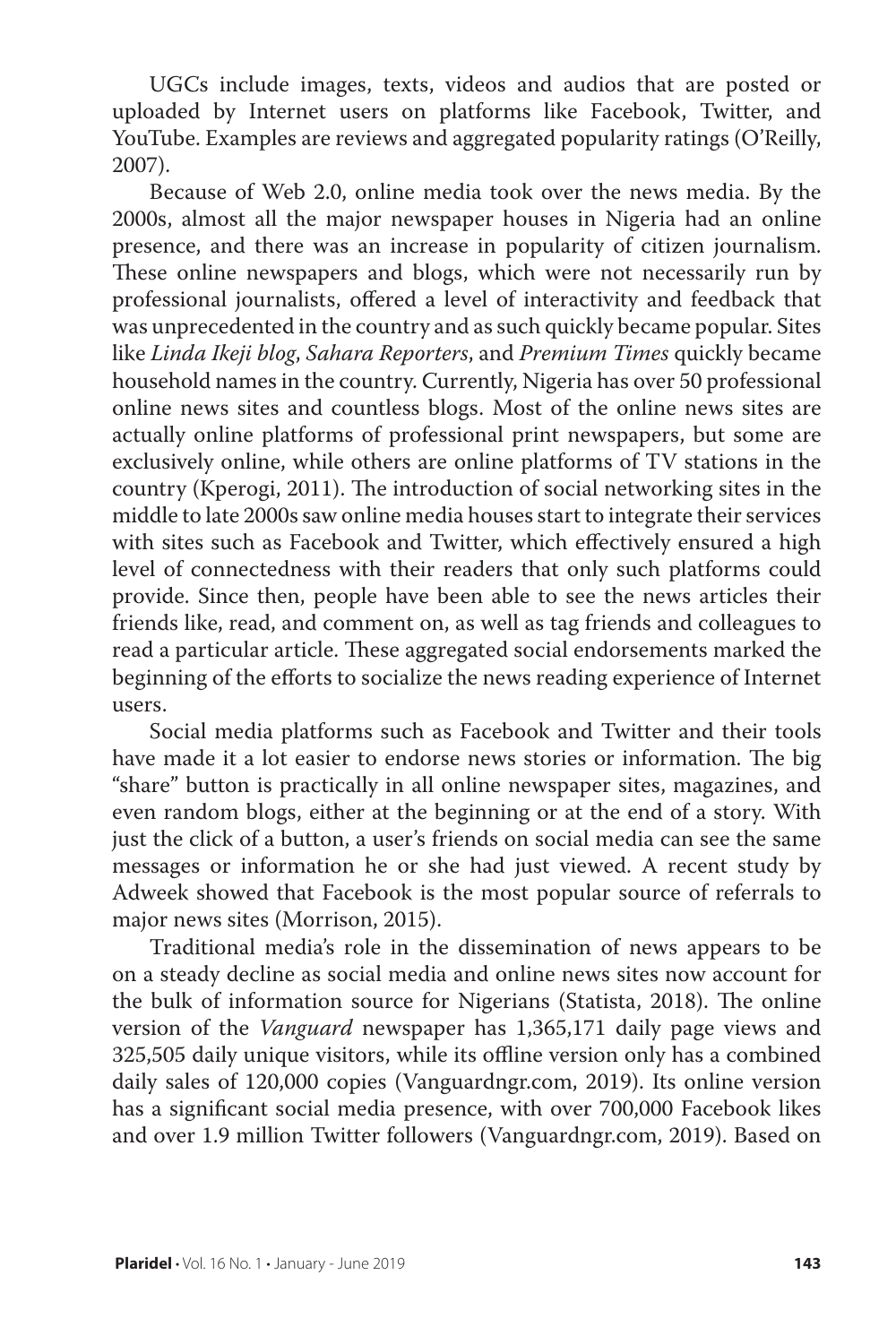UGCs include images, texts, videos and audios that are posted or uploaded by Internet users on platforms like Facebook, Twitter, and YouTube. Examples are reviews and aggregated popularity ratings (O'Reilly, 2007).

Because of Web 2.0, online media took over the news media. By the 2000s, almost all the major newspaper houses in Nigeria had an online presence, and there was an increase in popularity of citizen journalism. These online newspapers and blogs, which were not necessarily run by professional journalists, offered a level of interactivity and feedback that was unprecedented in the country and as such quickly became popular. Sites like *Linda Ikeji blog*, *Sahara Reporters*, and *Premium Times* quickly became household names in the country. Currently, Nigeria has over 50 professional online news sites and countless blogs. Most of the online news sites are actually online platforms of professional print newspapers, but some are exclusively online, while others are online platforms of TV stations in the country (Kperogi, 2011). The introduction of social networking sites in the middle to late 2000s saw online media houses start to integrate their services with sites such as Facebook and Twitter, which effectively ensured a high level of connectedness with their readers that only such platforms could provide. Since then, people have been able to see the news articles their friends like, read, and comment on, as well as tag friends and colleagues to read a particular article. These aggregated social endorsements marked the beginning of the efforts to socialize the news reading experience of Internet users.

Social media platforms such as Facebook and Twitter and their tools have made it a lot easier to endorse news stories or information. The big "share" button is practically in all online newspaper sites, magazines, and even random blogs, either at the beginning or at the end of a story. With just the click of a button, a user's friends on social media can see the same messages or information he or she had just viewed. A recent study by Adweek showed that Facebook is the most popular source of referrals to major news sites (Morrison, 2015).

Traditional media's role in the dissemination of news appears to be on a steady decline as social media and online news sites now account for the bulk of information source for Nigerians (Statista, 2018). The online version of the *Vanguard* newspaper has 1,365,171 daily page views and 325,505 daily unique visitors, while its offline version only has a combined daily sales of 120,000 copies (Vanguardngr.com, 2019). Its online version has a significant social media presence, with over 700,000 Facebook likes and over 1.9 million Twitter followers (Vanguardngr.com, 2019). Based on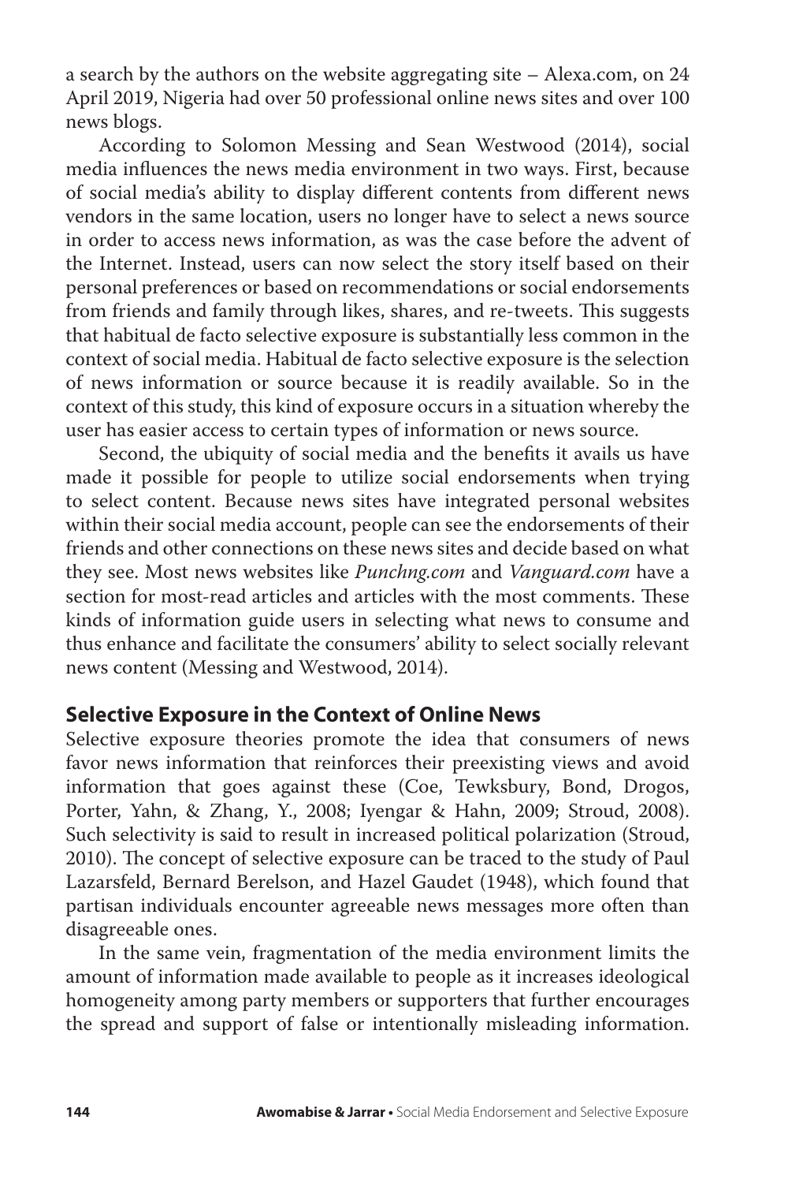a search by the authors on the website aggregating site – Alexa.com, on 24 April 2019, Nigeria had over 50 professional online news sites and over 100 news blogs.

According to Solomon Messing and Sean Westwood (2014), social media influences the news media environment in two ways. First, because of social media's ability to display different contents from different news vendors in the same location, users no longer have to select a news source in order to access news information, as was the case before the advent of the Internet. Instead, users can now select the story itself based on their personal preferences or based on recommendations or social endorsements from friends and family through likes, shares, and re-tweets. This suggests that habitual de facto selective exposure is substantially less common in the context of social media. Habitual de facto selective exposure is the selection of news information or source because it is readily available. So in the context of this study, this kind of exposure occurs in a situation whereby the user has easier access to certain types of information or news source.

Second, the ubiquity of social media and the benefits it avails us have made it possible for people to utilize social endorsements when trying to select content. Because news sites have integrated personal websites within their social media account, people can see the endorsements of their friends and other connections on these news sites and decide based on what they see. Most news websites like *Punchng.com* and *Vanguard.com* have a section for most-read articles and articles with the most comments. These kinds of information guide users in selecting what news to consume and thus enhance and facilitate the consumers' ability to select socially relevant news content (Messing and Westwood, 2014).

## Selective Exposure in the Context of Online News

Selective exposure theories promote the idea that consumers of news favor news information that reinforces their preexisting views and avoid information that goes against these (Coe, Tewksbury, Bond, Drogos, Porter, Yahn, & Zhang, Y., 2008; Iyengar & Hahn, 2009; Stroud, 2008). Such selectivity is said to result in increased political polarization (Stroud, 2010). The concept of selective exposure can be traced to the study of Paul Lazarsfeld, Bernard Berelson, and Hazel Gaudet (1948), which found that partisan individuals encounter agreeable news messages more often than disagreeable ones.

In the same vein, fragmentation of the media environment limits the amount of information made available to people as it increases ideological homogeneity among party members or supporters that further encourages the spread and support of false or intentionally misleading information.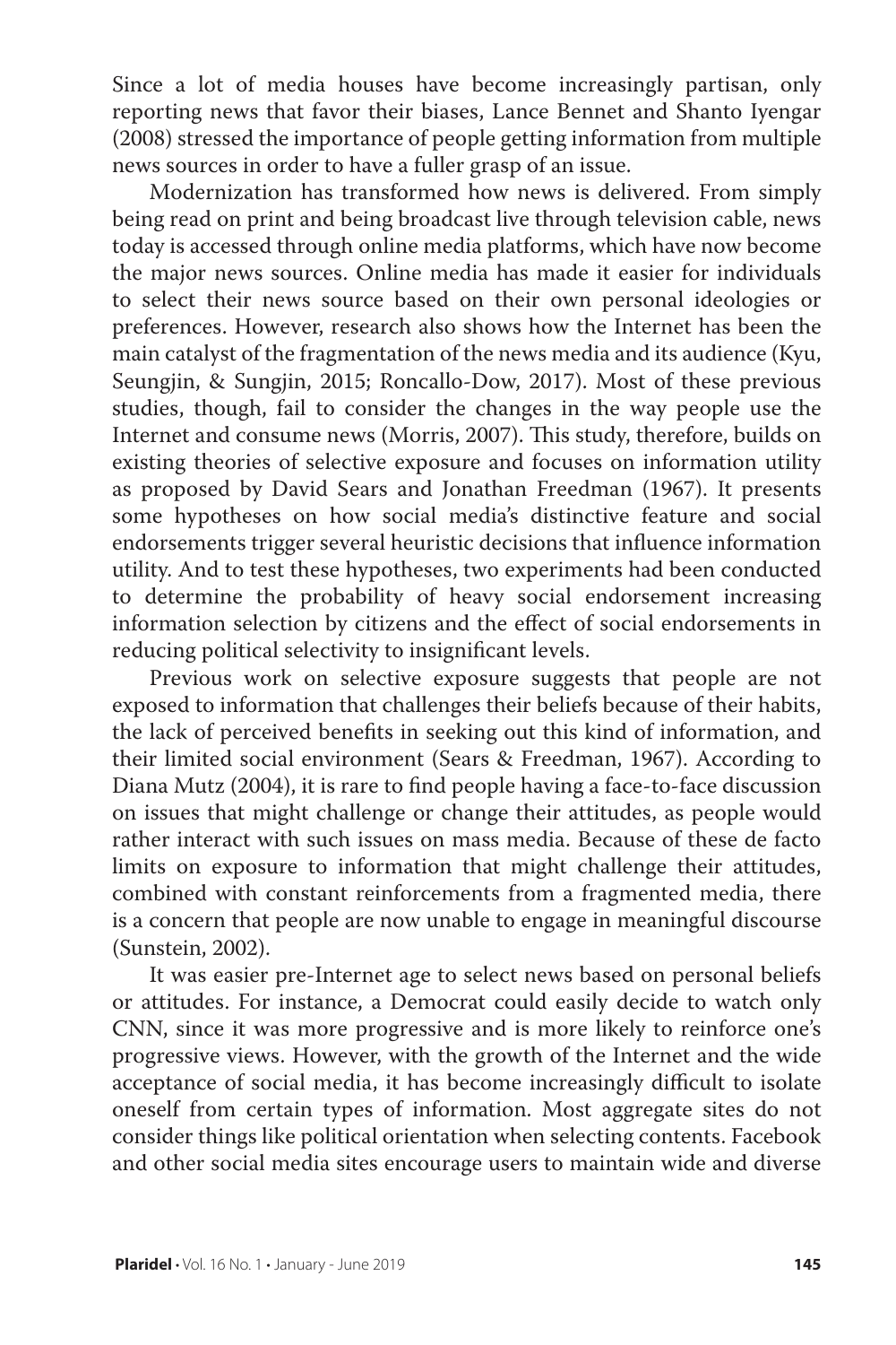Since a lot of media houses have become increasingly partisan, only reporting news that favor their biases, Lance Bennet and Shanto Iyengar (2008) stressed the importance of people getting information from multiple news sources in order to have a fuller grasp of an issue.

Modernization has transformed how news is delivered. From simply being read on print and being broadcast live through television cable, news today is accessed through online media platforms, which have now become the major news sources. Online media has made it easier for individuals to select their news source based on their own personal ideologies or preferences. However, research also shows how the Internet has been the main catalyst of the fragmentation of the news media and its audience (Kyu, Seungjin, & Sungjin, 2015; Roncallo-Dow, 2017). Most of these previous studies, though, fail to consider the changes in the way people use the Internet and consume news (Morris, 2007). This study, therefore, builds on existing theories of selective exposure and focuses on information utility as proposed by David Sears and Jonathan Freedman (1967). It presents some hypotheses on how social media's distinctive feature and social endorsements trigger several heuristic decisions that influence information utility. And to test these hypotheses, two experiments had been conducted to determine the probability of heavy social endorsement increasing information selection by citizens and the effect of social endorsements in reducing political selectivity to insignificant levels.

Previous work on selective exposure suggests that people are not exposed to information that challenges their beliefs because of their habits, the lack of perceived benefits in seeking out this kind of information, and their limited social environment (Sears & Freedman, 1967). According to Diana Mutz (2004), it is rare to find people having a face-to-face discussion on issues that might challenge or change their attitudes, as people would rather interact with such issues on mass media. Because of these de facto limits on exposure to information that might challenge their attitudes, combined with constant reinforcements from a fragmented media, there is a concern that people are now unable to engage in meaningful discourse (Sunstein, 2002).

It was easier pre-Internet age to select news based on personal beliefs or attitudes. For instance, a Democrat could easily decide to watch only CNN, since it was more progressive and is more likely to reinforce one's progressive views. However, with the growth of the Internet and the wide acceptance of social media, it has become increasingly difficult to isolate oneself from certain types of information. Most aggregate sites do not consider things like political orientation when selecting contents. Facebook and other social media sites encourage users to maintain wide and diverse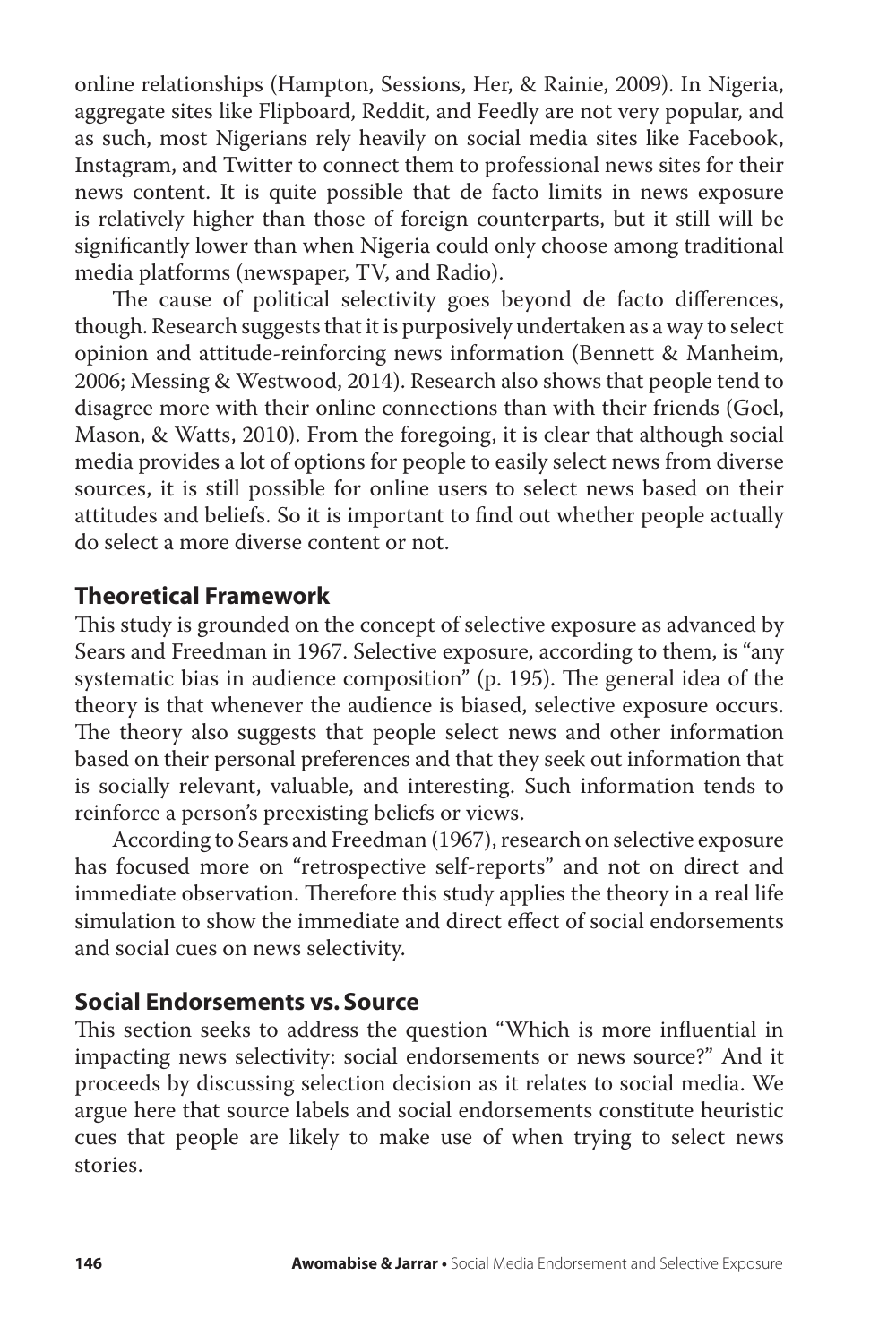online relationships (Hampton, Sessions, Her, & Rainie, 2009). In Nigeria, aggregate sites like Flipboard, Reddit, and Feedly are not very popular, and as such, most Nigerians rely heavily on social media sites like Facebook, Instagram, and Twitter to connect them to professional news sites for their news content. It is quite possible that de facto limits in news exposure is relatively higher than those of foreign counterparts, but it still will be significantly lower than when Nigeria could only choose among traditional media platforms (newspaper, TV, and Radio).

The cause of political selectivity goes beyond de facto differences, though. Research suggests that it is purposively undertaken as a way to select opinion and attitude-reinforcing news information (Bennett & Manheim, 2006; Messing & Westwood, 2014). Research also shows that people tend to disagree more with their online connections than with their friends (Goel, Mason, & Watts, 2010). From the foregoing, it is clear that although social media provides a lot of options for people to easily select news from diverse sources, it is still possible for online users to select news based on their attitudes and beliefs. So it is important to find out whether people actually do select a more diverse content or not.

## Theoretical Framework

This study is grounded on the concept of selective exposure as advanced by Sears and Freedman in 1967. Selective exposure, according to them, is "any systematic bias in audience composition" (p. 195). The general idea of the theory is that whenever the audience is biased, selective exposure occurs. The theory also suggests that people select news and other information based on their personal preferences and that they seek out information that is socially relevant, valuable, and interesting. Such information tends to reinforce a person's preexisting beliefs or views.

According to Sears and Freedman (1967), research on selective exposure has focused more on "retrospective self-reports" and not on direct and immediate observation. Therefore this study applies the theory in a real life simulation to show the immediate and direct effect of social endorsements and social cues on news selectivity.

## Social Endorsements vs. Source

This section seeks to address the question "Which is more influential in impacting news selectivity: social endorsements or news source?" And it proceeds by discussing selection decision as it relates to social media. We argue here that source labels and social endorsements constitute heuristic cues that people are likely to make use of when trying to select news stories.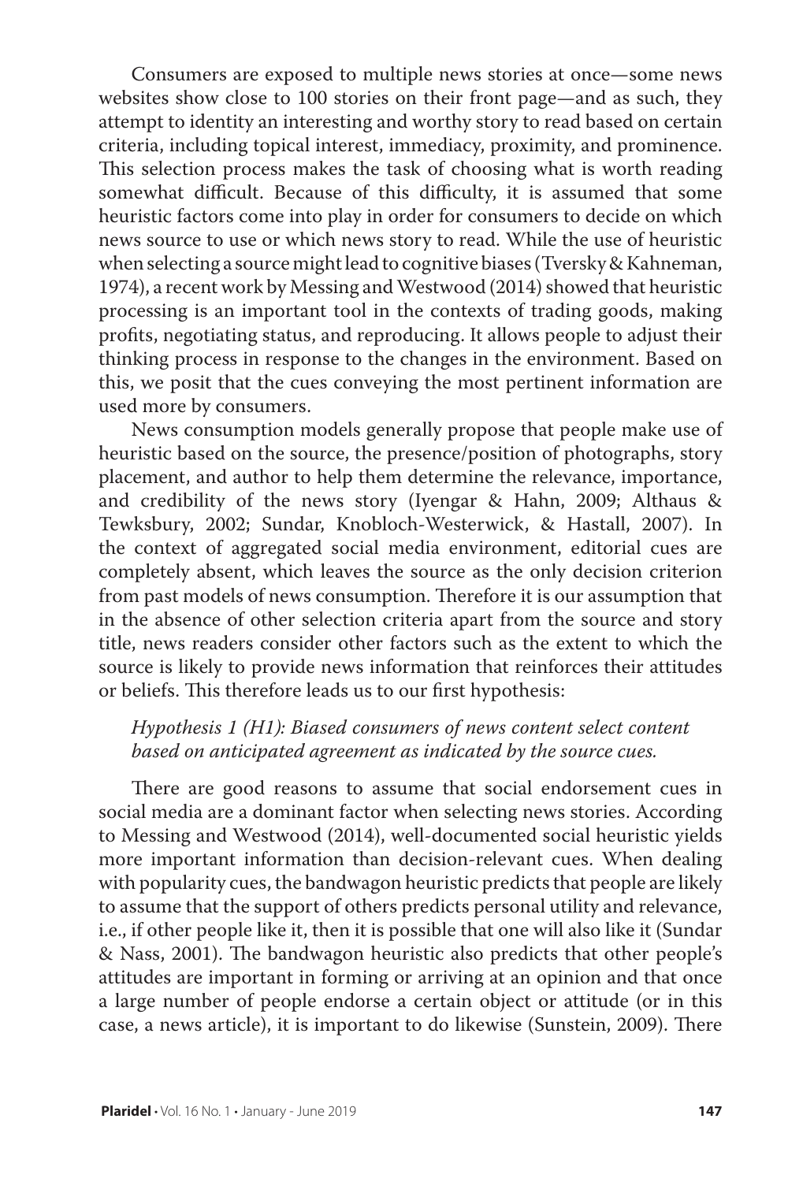Consumers are exposed to multiple news stories at once—some news websites show close to 100 stories on their front page—and as such, they attempt to identity an interesting and worthy story to read based on certain criteria, including topical interest, immediacy, proximity, and prominence. This selection process makes the task of choosing what is worth reading somewhat difficult. Because of this difficulty, it is assumed that some heuristic factors come into play in order for consumers to decide on which news source to use or which news story to read. While the use of heuristic when selecting a source might lead to cognitive biases (Tversky & Kahneman, 1974), a recent work by Messing and Westwood (2014) showed that heuristic processing is an important tool in the contexts of trading goods, making profits, negotiating status, and reproducing. It allows people to adjust their thinking process in response to the changes in the environment. Based on this, we posit that the cues conveying the most pertinent information are used more by consumers.

News consumption models generally propose that people make use of heuristic based on the source, the presence/position of photographs, story placement, and author to help them determine the relevance, importance, and credibility of the news story (Iyengar & Hahn, 2009; Althaus & Tewksbury, 2002; Sundar, Knobloch-Westerwick, & Hastall, 2007). In the context of aggregated social media environment, editorial cues are completely absent, which leaves the source as the only decision criterion from past models of news consumption. Therefore it is our assumption that in the absence of other selection criteria apart from the source and story title, news readers consider other factors such as the extent to which the source is likely to provide news information that reinforces their attitudes or beliefs. This therefore leads us to our first hypothesis:

*Hypothesis 1 (H1): Biased consumers of news content select content based on anticipated agreement as indicated by the source cues.*

There are good reasons to assume that social endorsement cues in social media are a dominant factor when selecting news stories. According to Messing and Westwood (2014), well-documented social heuristic yields more important information than decision-relevant cues. When dealing with popularity cues, the bandwagon heuristic predicts that people are likely to assume that the support of others predicts personal utility and relevance, i.e., if other people like it, then it is possible that one will also like it (Sundar & Nass, 2001). The bandwagon heuristic also predicts that other people's attitudes are important in forming or arriving at an opinion and that once a large number of people endorse a certain object or attitude (or in this case, a news article), it is important to do likewise (Sunstein, 2009). There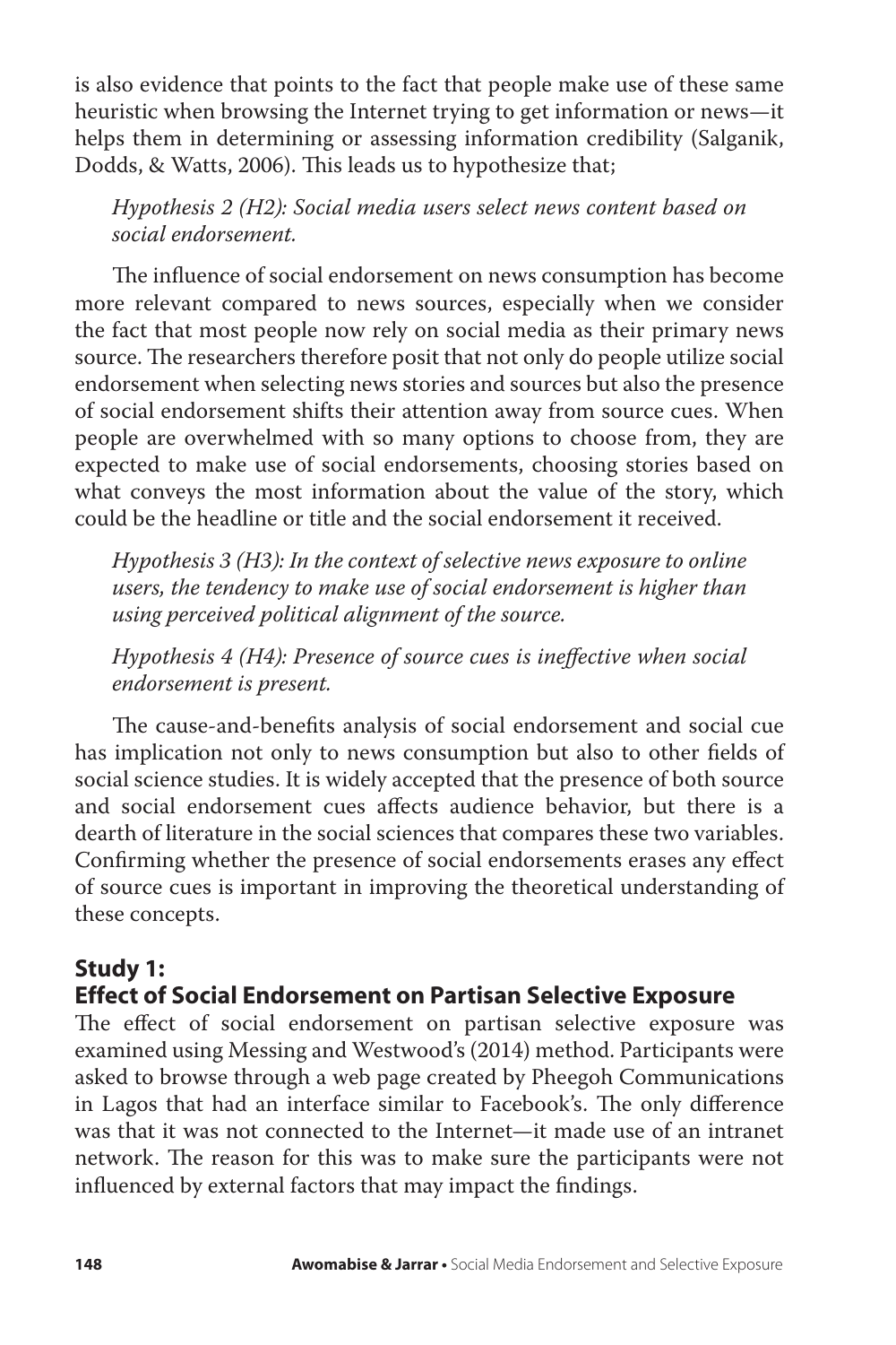is also evidence that points to the fact that people make use of these same heuristic when browsing the Internet trying to get information or news—it helps them in determining or assessing information credibility (Salganik, Dodds, & Watts, 2006). This leads us to hypothesize that;

*Hypothesis 2 (H2): Social media users select news content based on social endorsement.*

The influence of social endorsement on news consumption has become more relevant compared to news sources, especially when we consider the fact that most people now rely on social media as their primary news source. The researchers therefore posit that not only do people utilize social endorsement when selecting news stories and sources but also the presence of social endorsement shifts their attention away from source cues. When people are overwhelmed with so many options to choose from, they are expected to make use of social endorsements, choosing stories based on what conveys the most information about the value of the story, which could be the headline or title and the social endorsement it received.

*Hypothesis 3 (H3): In the context of selective news exposure to online users, the tendency to make use of social endorsement is higher than using perceived political alignment of the source.*

*Hypothesis 4 (H4): Presence of source cues is ineffective when social endorsement is present.*

The cause-and-benefits analysis of social endorsement and social cue has implication not only to news consumption but also to other fields of social science studies. It is widely accepted that the presence of both source and social endorsement cues affects audience behavior, but there is a dearth of literature in the social sciences that compares these two variables. Confirming whether the presence of social endorsements erases any effect of source cues is important in improving the theoretical understanding of these concepts.

## Study 1: Effect of Social Endorsement on Partisan Selective Exposure

The effect of social endorsement on partisan selective exposure was examined using Messing and Westwood's (2014) method. Participants were asked to browse through a web page created by Pheegoh Communications in Lagos that had an interface similar to Facebook's. The only difference was that it was not connected to the Internet—it made use of an intranet network. The reason for this was to make sure the participants were not influenced by external factors that may impact the findings.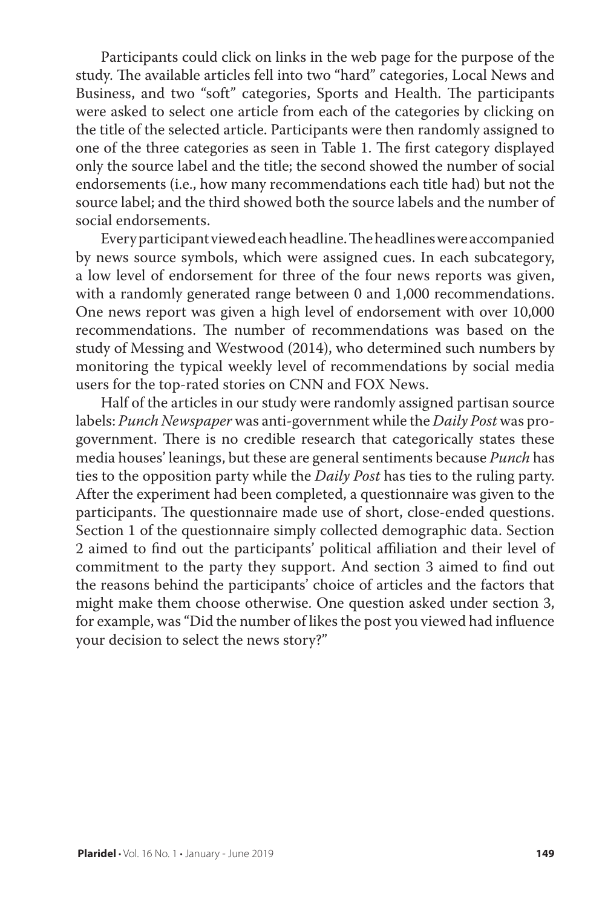Participants could click on links in the web page for the purpose of the study. The available articles fell into two "hard" categories, Local News and Business, and two "soft" categories, Sports and Health. The participants were asked to select one article from each of the categories by clicking on the title of the selected article. Participants were then randomly assigned to one of the three categories as seen in Table 1. The first category displayed only the source label and the title; the second showed the number of social endorsements (i.e., how many recommendations each title had) but not the source label; and the third showed both the source labels and the number of social endorsements.

Every participant viewed each headline. The headlines were accompanied by news source symbols, which were assigned cues. In each subcategory, a low level of endorsement for three of the four news reports was given, with a randomly generated range between 0 and 1,000 recommendations. One news report was given a high level of endorsement with over 10,000 recommendations. The number of recommendations was based on the study of Messing and Westwood (2014), who determined such numbers by monitoring the typical weekly level of recommendations by social media users for the top-rated stories on CNN and FOX News.

Half of the articles in our study were randomly assigned partisan source labels: *Punch Newspaper* was anti-government while the *Daily Post* was pro-government. There is no credible research that categorically states these media houses' leanings, but these are general sentiments because *Punch* has ties to the opposition party while the *Daily Post* has ties to the ruling party. After the experiment had been completed, a questionnaire was given to the participants. The questionnaire made use of short, close-ended questions. Section 1 of the questionnaire simply collected demographic data. Section 2 aimed to find out the participants' political affiliation and their level of commitment to the party they support. And section 3 aimed to find out the reasons behind the participants' choice of articles and the factors that might make them choose otherwise. One question asked under section 3, for example, was "Did the number of likes the post you viewed had influence your decision to select the news story?"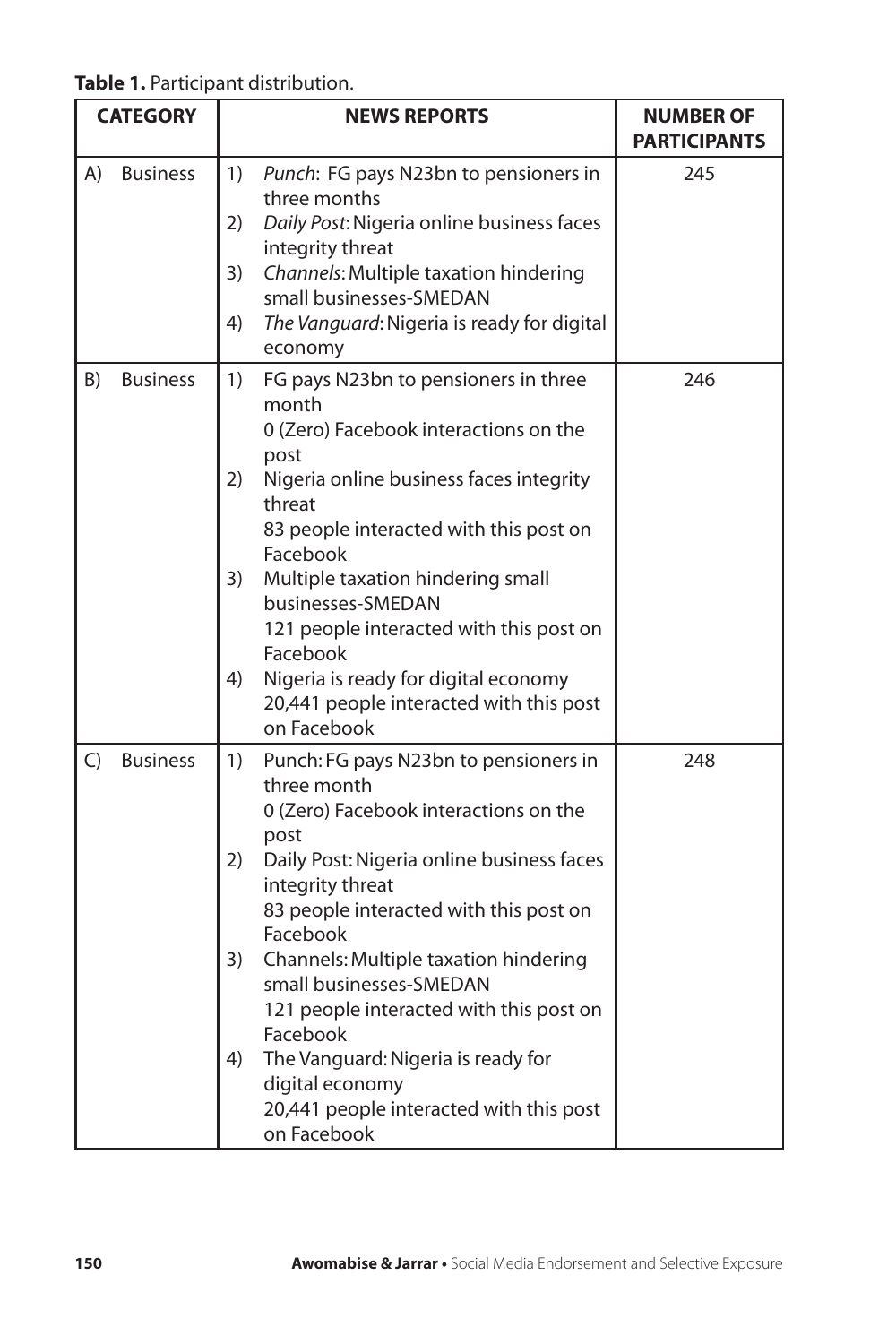**Table 1.** Participant distribution.

| CATEGORY | NEWS REPORTS | NUMBER OF PARTICIPANTS |
|---|---|---|
| A) Business | 1) *Punch*: FG pays N23bn to pensioners in three months<br>2) *Daily Post*: Nigeria online business faces integrity threat<br>3) *Channels*: Multiple taxation hindering small businesses-SMEDAN<br>4) *The Vanguard*: Nigeria is ready for digital economy | 245 |
| B) Business | 1) FG pays N23bn to pensioners in three month<br>0 (Zero) Facebook interactions on the post<br>2) Nigeria online business faces integrity threat<br>83 people interacted with this post on Facebook<br>3) Multiple taxation hindering small businesses-SMEDAN<br>121 people interacted with this post on Facebook<br>4) Nigeria is ready for digital economy<br>20,441 people interacted with this post on Facebook | 246 |
| C) Business | 1) Punch: FG pays N23bn to pensioners in three month<br>0 (Zero) Facebook interactions on the post<br>2) Daily Post: Nigeria online business faces integrity threat<br>83 people interacted with this post on Facebook<br>3) Channels: Multiple taxation hindering small businesses-SMEDAN<br>121 people interacted with this post on Facebook<br>4) The Vanguard: Nigeria is ready for digital economy<br>20,441 people interacted with this post on Facebook | 248 |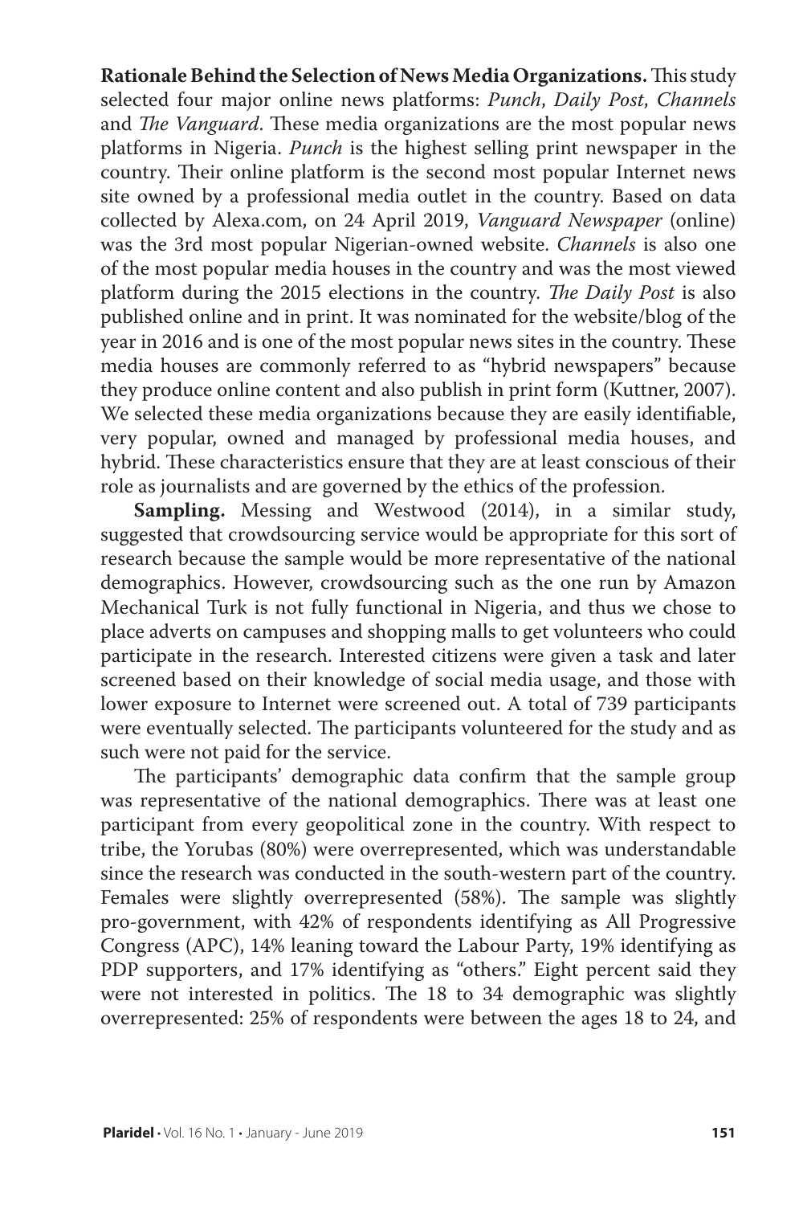**Rationale Behind the Selection of News Media Organizations.** This study selected four major online news platforms: *Punch*, *Daily Post*, *Channels* and *The Vanguard*. These media organizations are the most popular news platforms in Nigeria. *Punch* is the highest selling print newspaper in the country. Their online platform is the second most popular Internet news site owned by a professional media outlet in the country. Based on data collected by Alexa.com, on 24 April 2019, *Vanguard Newspaper* (online) was the 3rd most popular Nigerian-owned website. *Channels* is also one of the most popular media houses in the country and was the most viewed platform during the 2015 elections in the country. *The Daily Post* is also published online and in print. It was nominated for the website/blog of the year in 2016 and is one of the most popular news sites in the country. These media houses are commonly referred to as "hybrid newspapers" because they produce online content and also publish in print form (Kuttner, 2007). We selected these media organizations because they are easily identifiable, very popular, owned and managed by professional media houses, and hybrid. These characteristics ensure that they are at least conscious of their role as journalists and are governed by the ethics of the profession.

**Sampling.** Messing and Westwood (2014), in a similar study, suggested that crowdsourcing service would be appropriate for this sort of research because the sample would be more representative of the national demographics. However, crowdsourcing such as the one run by Amazon Mechanical Turk is not fully functional in Nigeria, and thus we chose to place adverts on campuses and shopping malls to get volunteers who could participate in the research. Interested citizens were given a task and later screened based on their knowledge of social media usage, and those with lower exposure to Internet were screened out. A total of 739 participants were eventually selected. The participants volunteered for the study and as such were not paid for the service.

The participants' demographic data confirm that the sample group was representative of the national demographics. There was at least one participant from every geopolitical zone in the country. With respect to tribe, the Yorubas (80%) were overrepresented, which was understandable since the research was conducted in the south-western part of the country. Females were slightly overrepresented (58%). The sample was slightly pro-government, with 42% of respondents identifying as All Progressive Congress (APC), 14% leaning toward the Labour Party, 19% identifying as PDP supporters, and 17% identifying as "others." Eight percent said they were not interested in politics. The 18 to 34 demographic was slightly overrepresented: 25% of respondents were between the ages 18 to 24, and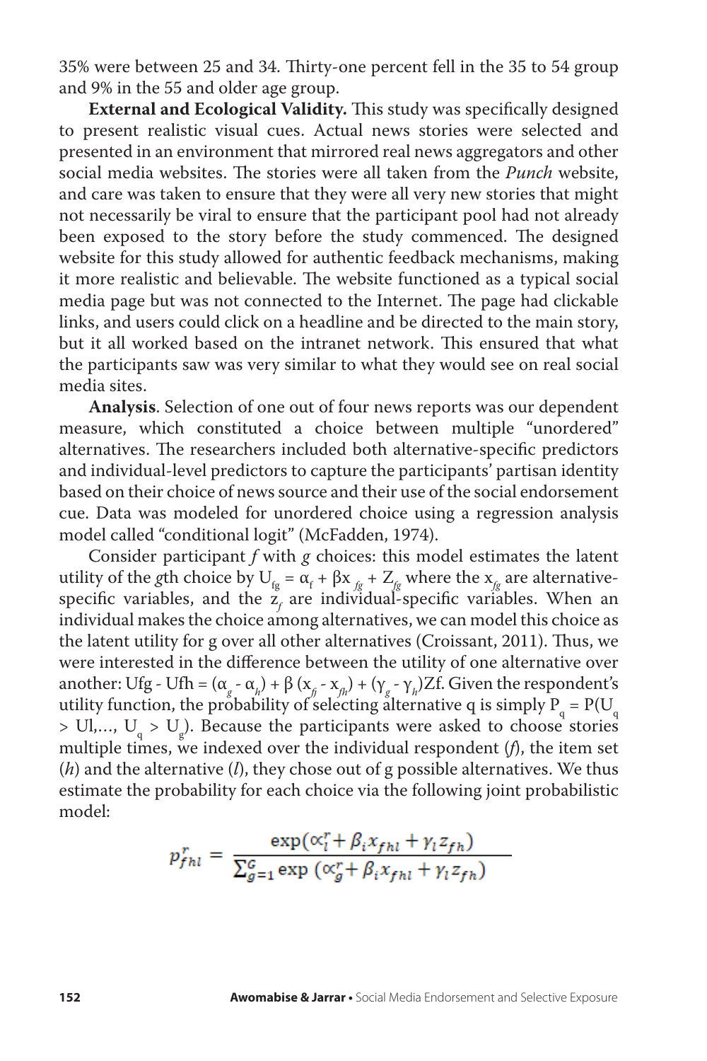35% were between 25 and 34. Thirty-one percent fell in the 35 to 54 group and 9% in the 55 and older age group.

**External and Ecological Validity.** This study was specifically designed to present realistic visual cues. Actual news stories were selected and presented in an environment that mirrored real news aggregators and other social media websites. The stories were all taken from the *Punch* website, and care was taken to ensure that they were all very new stories that might not necessarily be viral to ensure that the participant pool had not already been exposed to the story before the study commenced. The designed website for this study allowed for authentic feedback mechanisms, making it more realistic and believable. The website functioned as a typical social media page but was not connected to the Internet. The page had clickable links, and users could click on a headline and be directed to the main story, but it all worked based on the intranet network. This ensured that what the participants saw was very similar to what they would see on real social media sites.

**Analysis**. Selection of one out of four news reports was our dependent measure, which constituted a choice between multiple "unordered" alternatives. The researchers included both alternative-specific predictors and individual-level predictors to capture the participants' partisan identity based on their choice of news source and their use of the social endorsement cue. Data was modeled for unordered choice using a regression analysis model called "conditional logit" (McFadden, 1974).

Consider participant *f* with *g* choices: this model estimates the latent utility of the *g*th choice by $U_{fg} = \alpha_f + \beta x_{fg} + Z_{fg}$ where the $x_{fg}$ are alternative-specific variables, and the $z_f$ are individual-specific variables. When an individual makes the choice among alternatives, we can model this choice as the latent utility for g over all other alternatives (Croissant, 2011). Thus, we were interested in the difference between the utility of one alternative over another: $Ufg - Ufh = (\alpha_g - \alpha_h) + \beta (x_{fj} - x_{fh}) + (\gamma_g - \gamma_h)Zf$. Given the respondent's utility function, the probability of selecting alternative q is simply $P_q = P(U_q > Ul, \ldots, U_q > U_g)$. Because the participants were asked to choose stories multiple times, we indexed over the individual respondent (*f*), the item set (*h*) and the alternative (*l*), they chose out of g possible alternatives. We thus estimate the probability for each choice via the following joint probabilistic model:

$$p_{fhl}^{r} = \frac{\exp(\propto_l^r + \beta_i x_{fhl} + \gamma_l z_{fh})}{\sum_{g=1}^{G} \exp(\propto_g^r + \beta_i x_{fhl} + \gamma_l z_{fh})}$$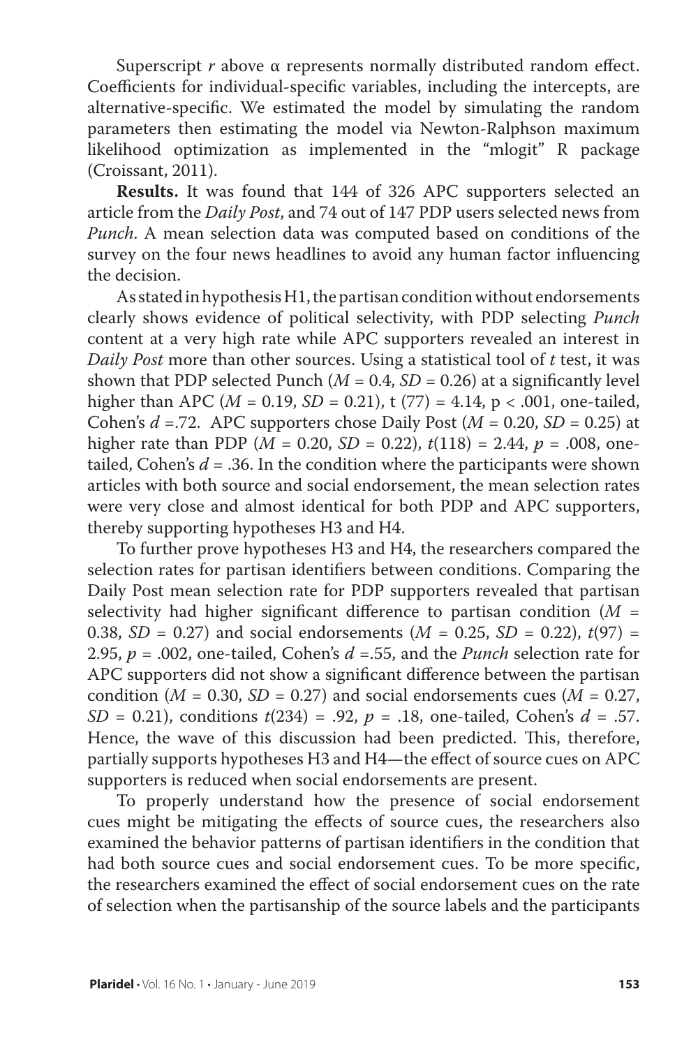Superscript $r$ above α represents normally distributed random effect. Coefficients for individual-specific variables, including the intercepts, are alternative-specific. We estimated the model by simulating the random parameters then estimating the model via Newton-Ralphson maximum likelihood optimization as implemented in the "mlogit" R package (Croissant, 2011).

**Results.** It was found that 144 of 326 APC supporters selected an article from the *Daily Post*, and 74 out of 147 PDP users selected news from *Punch*. A mean selection data was computed based on conditions of the survey on the four news headlines to avoid any human factor influencing the decision.

As stated in hypothesis H1, the partisan condition without endorsements clearly shows evidence of political selectivity, with PDP selecting *Punch* content at a very high rate while APC supporters revealed an interest in *Daily Post* more than other sources. Using a statistical tool of $t$ test, it was shown that PDP selected Punch ($M$ = 0.4, $SD$ = 0.26) at a significantly level higher than APC ($M$ = 0.19, $SD$ = 0.21), t (77) = 4.14, p < .001, one-tailed, Cohen's $d$ =.72. APC supporters chose Daily Post ($M$ = 0.20, $SD$ = 0.25) at higher rate than PDP ($M$ = 0.20, $SD$ = 0.22), $t$(118) = 2.44, $p$ = .008, one-tailed, Cohen's $d$ = .36. In the condition where the participants were shown articles with both source and social endorsement, the mean selection rates were very close and almost identical for both PDP and APC supporters, thereby supporting hypotheses H3 and H4.

To further prove hypotheses H3 and H4, the researchers compared the selection rates for partisan identifiers between conditions. Comparing the Daily Post mean selection rate for PDP supporters revealed that partisan selectivity had higher significant difference to partisan condition ($M$ = 0.38, $SD$ = 0.27) and social endorsements ($M$ = 0.25, $SD$ = 0.22), $t$(97) = 2.95, $p$ = .002, one-tailed, Cohen's $d$ =.55, and the *Punch* selection rate for APC supporters did not show a significant difference between the partisan condition ($M$ = 0.30, $SD$ = 0.27) and social endorsements cues ($M$ = 0.27, $SD$ = 0.21), conditions $t$(234) = .92, $p$ = .18, one-tailed, Cohen's $d$ = .57. Hence, the wave of this discussion had been predicted. This, therefore, partially supports hypotheses H3 and H4—the effect of source cues on APC supporters is reduced when social endorsements are present.

To properly understand how the presence of social endorsement cues might be mitigating the effects of source cues, the researchers also examined the behavior patterns of partisan identifiers in the condition that had both source cues and social endorsement cues. To be more specific, the researchers examined the effect of social endorsement cues on the rate of selection when the partisanship of the source labels and the participants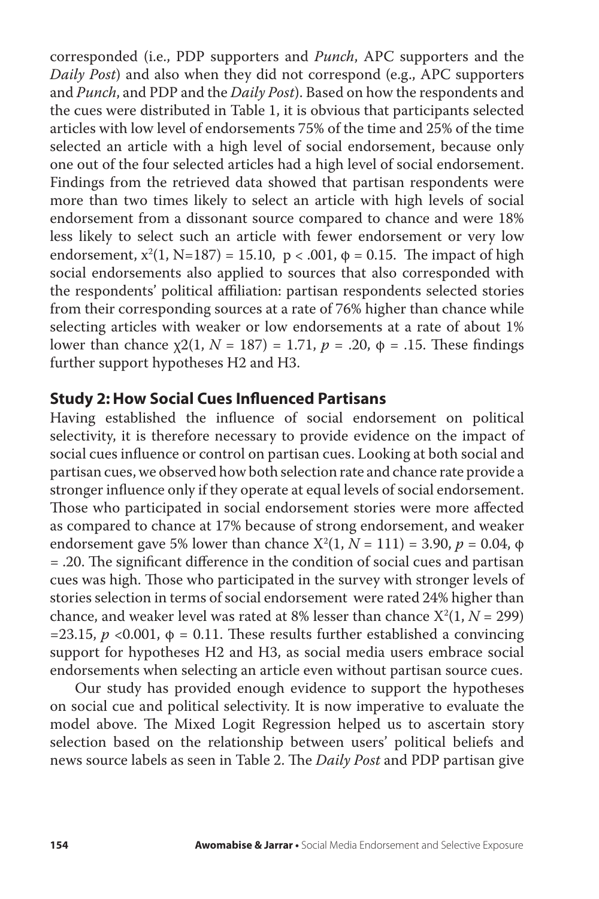corresponded (i.e., PDP supporters and *Punch*, APC supporters and the *Daily Post*) and also when they did not correspond (e.g., APC supporters and *Punch*, and PDP and the *Daily Post*). Based on how the respondents and the cues were distributed in Table 1, it is obvious that participants selected articles with low level of endorsements 75% of the time and 25% of the time selected an article with a high level of social endorsement, because only one out of the four selected articles had a high level of social endorsement. Findings from the retrieved data showed that partisan respondents were more than two times likely to select an article with high levels of social endorsement from a dissonant source compared to chance and were 18% less likely to select such an article with fewer endorsement or very low endorsement, $x^2(1, N=187) = 15.10$, $p < .001$, $\phi = 0.15$. The impact of high social endorsements also applied to sources that also corresponded with the respondents' political affiliation: partisan respondents selected stories from their corresponding sources at a rate of 76% higher than chance while selecting articles with weaker or low endorsements at a rate of about 1% lower than chance $\chi 2(1, N = 187) = 1.71$, $p = .20$, $\phi = .15$. These findings further support hypotheses H2 and H3.

## Study 2: How Social Cues Influenced Partisans

Having established the influence of social endorsement on political selectivity, it is therefore necessary to provide evidence on the impact of social cues influence or control on partisan cues. Looking at both social and partisan cues, we observed how both selection rate and chance rate provide a stronger influence only if they operate at equal levels of social endorsement. Those who participated in social endorsement stories were more affected as compared to chance at 17% because of strong endorsement, and weaker endorsement gave 5% lower than chance $X^2(1, N = 111) = 3.90$, $p = 0.04$, $\phi = .20$. The significant difference in the condition of social cues and partisan cues was high. Those who participated in the survey with stronger levels of stories selection in terms of social endorsement were rated 24% higher than chance, and weaker level was rated at 8% lesser than chance $X^2(1, N = 299) = 23.15$, $p < 0.001$, $\phi = 0.11$. These results further established a convincing support for hypotheses H2 and H3, as social media users embrace social endorsements when selecting an article even without partisan source cues.

Our study has provided enough evidence to support the hypotheses on social cue and political selectivity. It is now imperative to evaluate the model above. The Mixed Logit Regression helped us to ascertain story selection based on the relationship between users' political beliefs and news source labels as seen in Table 2. The *Daily Post* and PDP partisan give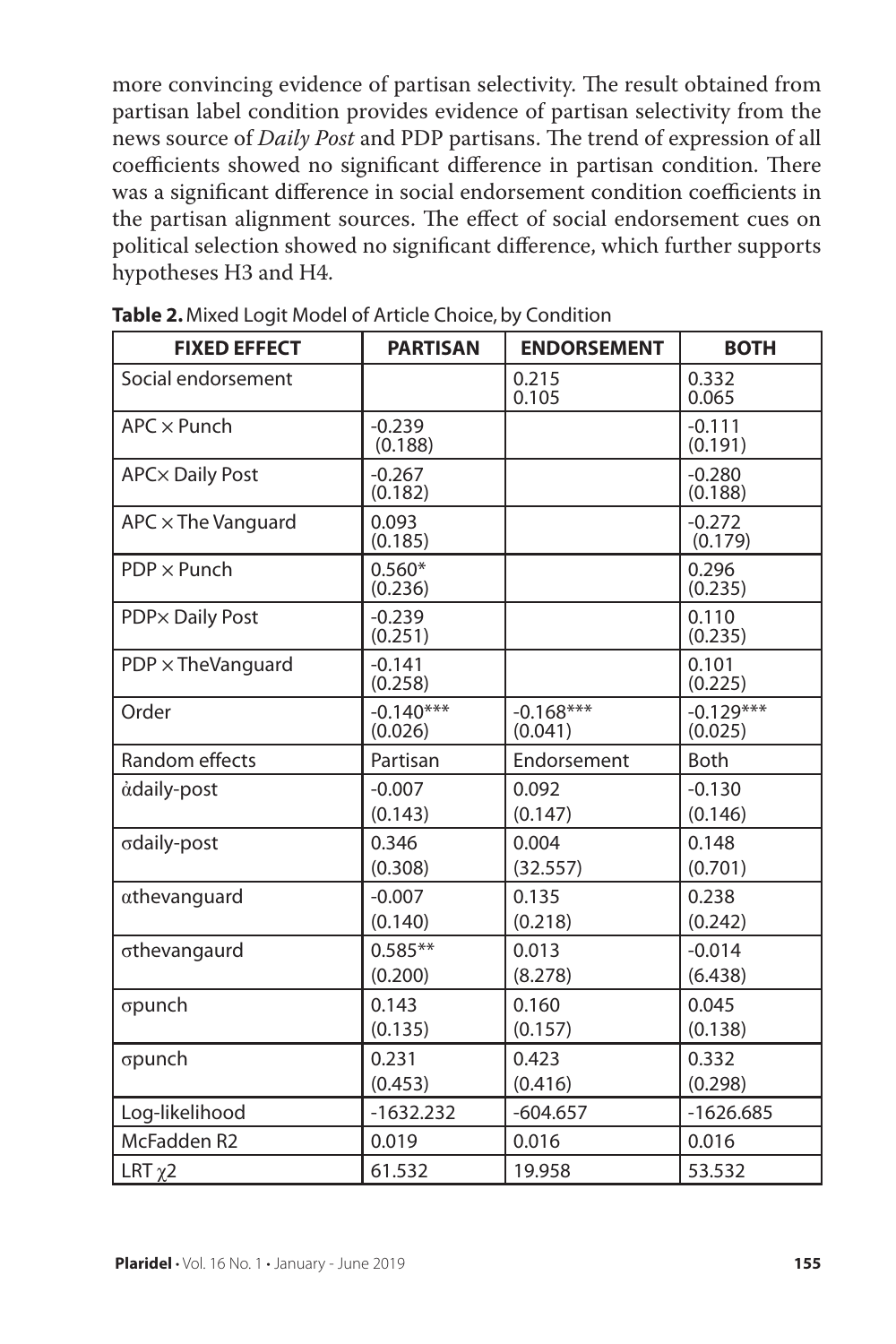more convincing evidence of partisan selectivity. The result obtained from partisan label condition provides evidence of partisan selectivity from the news source of *Daily Post* and PDP partisans. The trend of expression of all coefficients showed no significant difference in partisan condition. There was a significant difference in social endorsement condition coefficients in the partisan alignment sources. The effect of social endorsement cues on political selection showed no significant difference, which further supports hypotheses H3 and H4.

**Table 2.** Mixed Logit Model of Article Choice, by Condition

| FIXED EFFECT | PARTISAN | ENDORSEMENT | BOTH |
|---|---|---|---|
| Social endorsement | | 0.215<br>0.105 | 0.332<br>0.065 |
| APC × Punch | -0.239<br>(0.188) | | -0.111<br>(0.191) |
| APC× Daily Post | -0.267<br>(0.182) | | -0.280<br>(0.188) |
| APC × The Vanguard | 0.093<br>(0.185) | | -0.272<br>(0.179) |
| PDP × Punch | 0.560*<br>(0.236) | | 0.296<br>(0.235) |
| PDP× Daily Post | -0.239<br>(0.251) | | 0.110<br>(0.235) |
| PDP × TheVanguard | -0.141<br>(0.258) | | 0.101<br>(0.225) |
| Order | -0.140***<br>(0.026) | -0.168***<br>(0.041) | -0.129***<br>(0.025) |
| Random effects | Partisan | Endorsement | Both |
| α̇daily-post | -0.007<br>(0.143) | 0.092<br>(0.147) | -0.130<br>(0.146) |
| σdaily-post | 0.346<br>(0.308) | 0.004<br>(32.557) | 0.148<br>(0.701) |
| αthevanguard | -0.007<br>(0.140) | 0.135<br>(0.218) | 0.238<br>(0.242) |
| σthevangaurd | 0.585**<br>(0.200) | 0.013<br>(8.278) | -0.014<br>(6.438) |
| σpunch | 0.143<br>(0.135) | 0.160<br>(0.157) | 0.045<br>(0.138) |
| σpunch | 0.231<br>(0.453) | 0.423<br>(0.416) | 0.332<br>(0.298) |
| Log-likelihood | -1632.232 | -604.657 | -1626.685 |
| McFadden R2 | 0.019 | 0.016 | 0.016 |
| LRT $\chi 2$ | 61.532 | 19.958 | 53.532 |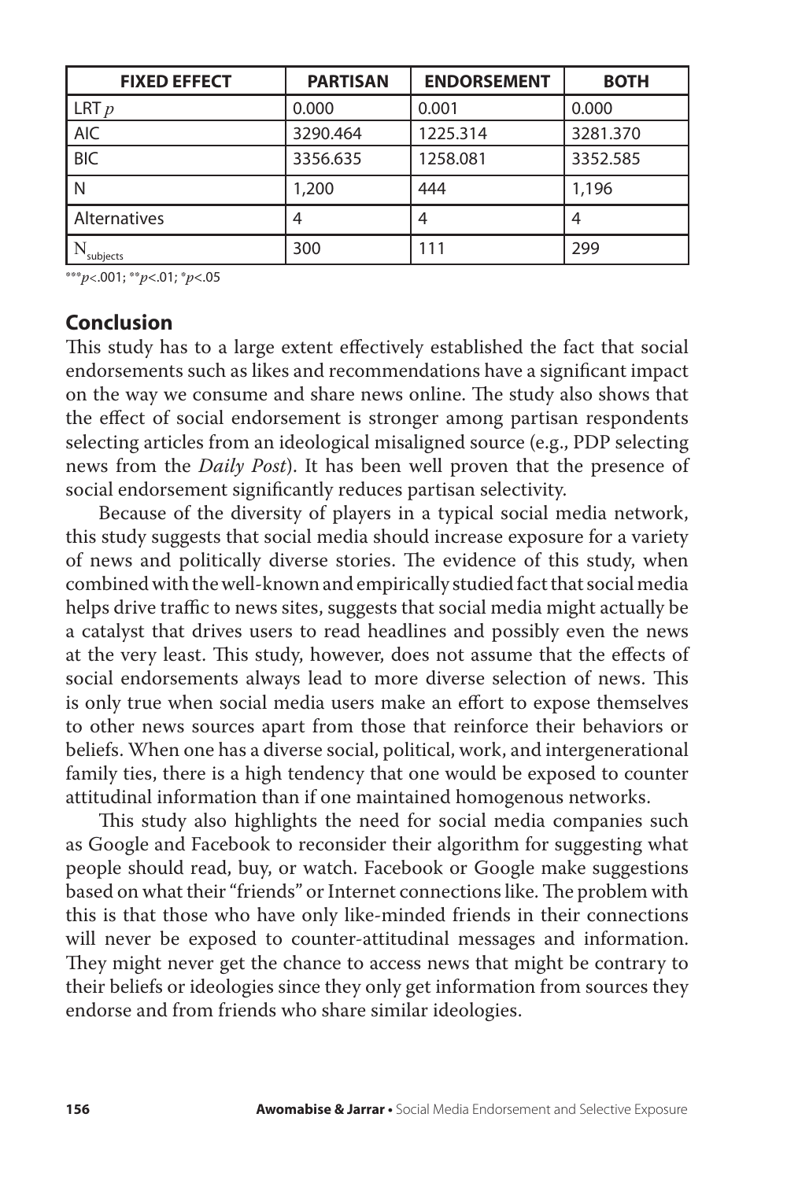| FIXED EFFECT | PARTISAN | ENDORSEMENT | BOTH |
|---|---|---|---|
| LRT $p$ | 0.000 | 0.001 | 0.000 |
| AIC | 3290.464 | 1225.314 | 3281.370 |
| BIC | 3356.635 | 1258.081 | 3352.585 |
| N | 1,200 | 444 | 1,196 |
| Alternatives | 4 | 4 | 4 |
| $N_{subjects}$ | 300 | 111 | 299 |

***$p$<.001; **$p$<.01; *$p$<.05

## Conclusion

This study has to a large extent effectively established the fact that social endorsements such as likes and recommendations have a significant impact on the way we consume and share news online. The study also shows that the effect of social endorsement is stronger among partisan respondents selecting articles from an ideological misaligned source (e.g., PDP selecting news from the *Daily Post*). It has been well proven that the presence of social endorsement significantly reduces partisan selectivity.

Because of the diversity of players in a typical social media network, this study suggests that social media should increase exposure for a variety of news and politically diverse stories. The evidence of this study, when combined with the well-known and empirically studied fact that social media helps drive traffic to news sites, suggests that social media might actually be a catalyst that drives users to read headlines and possibly even the news at the very least. This study, however, does not assume that the effects of social endorsements always lead to more diverse selection of news. This is only true when social media users make an effort to expose themselves to other news sources apart from those that reinforce their behaviors or beliefs. When one has a diverse social, political, work, and intergenerational family ties, there is a high tendency that one would be exposed to counter attitudinal information than if one maintained homogenous networks.

This study also highlights the need for social media companies such as Google and Facebook to reconsider their algorithm for suggesting what people should read, buy, or watch. Facebook or Google make suggestions based on what their "friends" or Internet connections like. The problem with this is that those who have only like-minded friends in their connections will never be exposed to counter-attitudinal messages and information. They might never get the chance to access news that might be contrary to their beliefs or ideologies since they only get information from sources they endorse and from friends who share similar ideologies.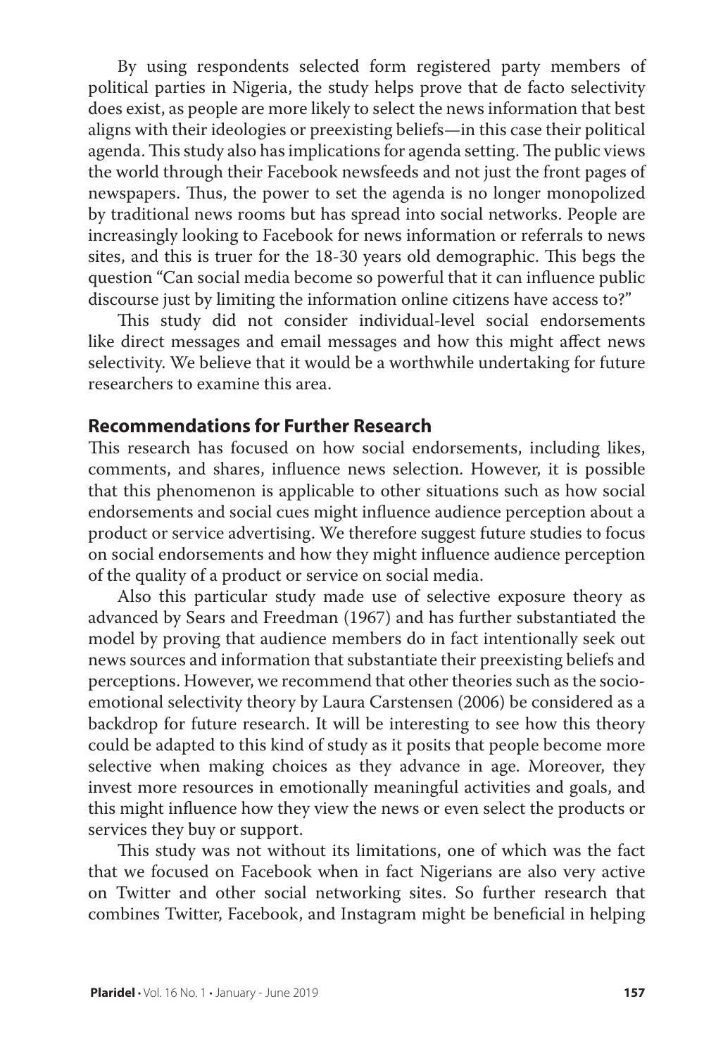By using respondents selected form registered party members of political parties in Nigeria, the study helps prove that de facto selectivity does exist, as people are more likely to select the news information that best aligns with their ideologies or preexisting beliefs—in this case their political agenda. This study also has implications for agenda setting. The public views the world through their Facebook newsfeeds and not just the front pages of newspapers. Thus, the power to set the agenda is no longer monopolized by traditional news rooms but has spread into social networks. People are increasingly looking to Facebook for news information or referrals to news sites, and this is truer for the 18-30 years old demographic. This begs the question "Can social media become so powerful that it can influence public discourse just by limiting the information online citizens have access to?"

This study did not consider individual-level social endorsements like direct messages and email messages and how this might affect news selectivity. We believe that it would be a worthwhile undertaking for future researchers to examine this area.

## Recommendations for Further Research

This research has focused on how social endorsements, including likes, comments, and shares, influence news selection. However, it is possible that this phenomenon is applicable to other situations such as how social endorsements and social cues might influence audience perception about a product or service advertising. We therefore suggest future studies to focus on social endorsements and how they might influence audience perception of the quality of a product or service on social media.

Also this particular study made use of selective exposure theory as advanced by Sears and Freedman (1967) and has further substantiated the model by proving that audience members do in fact intentionally seek out news sources and information that substantiate their preexisting beliefs and perceptions. However, we recommend that other theories such as the socio-emotional selectivity theory by Laura Carstensen (2006) be considered as a backdrop for future research. It will be interesting to see how this theory could be adapted to this kind of study as it posits that people become more selective when making choices as they advance in age. Moreover, they invest more resources in emotionally meaningful activities and goals, and this might influence how they view the news or even select the products or services they buy or support.

This study was not without its limitations, one of which was the fact that we focused on Facebook when in fact Nigerians are also very active on Twitter and other social networking sites. So further research that combines Twitter, Facebook, and Instagram might be beneficial in helping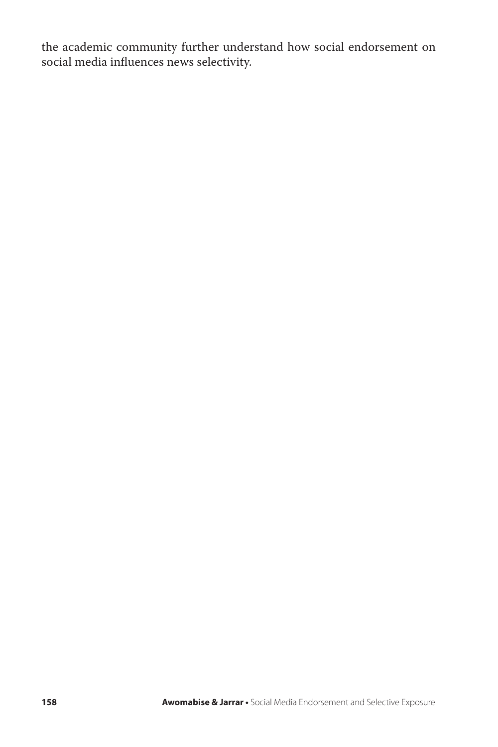the academic community further understand how social endorsement on social media influences news selectivity.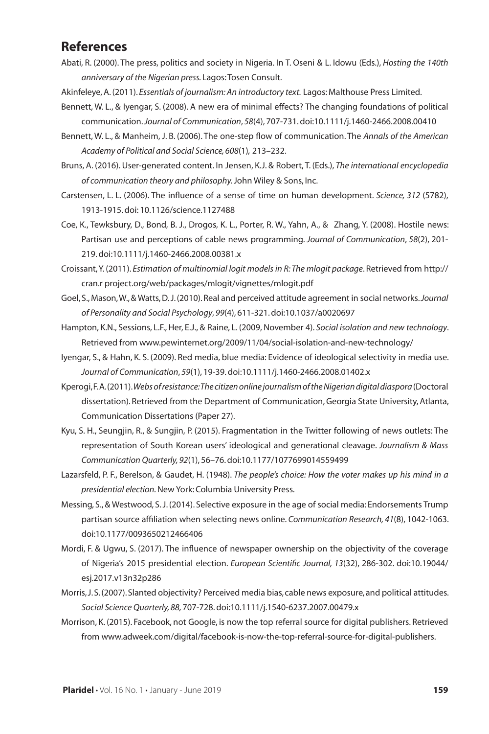## References

Abati, R. (2000). The press, politics and society in Nigeria. In T. Oseni & L. Idowu (Eds.), *Hosting the 140th anniversary of the Nigerian press.* Lagos: Tosen Consult.

Akinfeleye, A. (2011). *Essentials of journalism: An introductory text.* Lagos: Malthouse Press Limited.

Bennett, W. L., & Iyengar, S. (2008). A new era of minimal effects? The changing foundations of political communication. *Journal of Communication*, *58*(4), 707-731. doi:10.1111/j.1460-2466.2008.00410

Bennett, W. L., & Manheim, J. B. (2006). The one-step flow of communication. The *Annals of the American Academy of Political and Social Science, 608*(1), 213–232.

Bruns, A. (2016). User-generated content. In Jensen, K.J. & Robert, T. (Eds.), *The international encyclopedia of communication theory and philosophy.* John Wiley & Sons, Inc.

Carstensen, L. L. (2006). The influence of a sense of time on human development. *Science, 312* (5782), 1913-1915. doi: 10.1126/science.1127488

Coe, K., Tewksbury, D., Bond, B. J., Drogos, K. L., Porter, R. W., Yahn, A., & Zhang, Y. (2008). Hostile news: Partisan use and perceptions of cable news programming. *Journal of Communication*, *58*(2), 201-219. doi:10.1111/j.1460-2466.2008.00381.x

Croissant, Y. (2011). *Estimation of multinomial logit models in R: The mlogit package*. Retrieved from http://cran.r project.org/web/packages/mlogit/vignettes/mlogit.pdf

Goel, S., Mason, W., & Watts, D. J. (2010). Real and perceived attitude agreement in social networks. *Journal of Personality and Social Psychology*, *99*(4), 611-321. doi:10.1037/a0020697

Hampton, K.N., Sessions, L.F., Her, E.J., & Raine, L. (2009, November 4). *Social isolation and new technology*. Retrieved from www.pewinternet.org/2009/11/04/social-isolation-and-new-technology/

Iyengar, S., & Hahn, K. S. (2009). Red media, blue media: Evidence of ideological selectivity in media use. *Journal of Communication*, *59*(1), 19-39. doi:10.1111/j.1460-2466.2008.01402.x

Kperogi, F. A. (2011). *Webs of resistance: The citizen online journalism of the Nigerian digital diaspora* (Doctoral dissertation). Retrieved from the Department of Communication, Georgia State University, Atlanta, Communication Dissertations (Paper 27).

Kyu, S. H., Seungjin, R., & Sungjin, P. (2015). Fragmentation in the Twitter following of news outlets: The representation of South Korean users' ideological and generational cleavage. *Journalism & Mass Communication Quarterly, 92*(1), 56–76. doi:10.1177/1077699014559499

Lazarsfeld, P. F., Berelson, & Gaudet, H. (1948). *The people's choice: How the voter makes up his mind in a presidential election.* New York: Columbia University Press.

Messing, S., & Westwood, S. J. (2014). Selective exposure in the age of social media: Endorsements Trump partisan source affiliation when selecting news online. *Communication Research, 41*(8), 1042-1063. doi:10.1177/0093650212466406

Mordi, F. & Ugwu, S. (2017). The influence of newspaper ownership on the objectivity of the coverage of Nigeria's 2015 presidential election. *European Scientific Journal, 13*(32), 286-302. doi:10.19044/esj.2017.v13n32p286

Morris, J. S. (2007). Slanted objectivity? Perceived media bias, cable news exposure, and political attitudes. *Social Science Quarterly, 88,* 707-728. doi:10.1111/j.1540-6237.2007.00479.x

Morrison, K. (2015). Facebook, not Google, is now the top referral source for digital publishers. Retrieved from www.adweek.com/digital/facebook-is-now-the-top-referral-source-for-digital-publishers.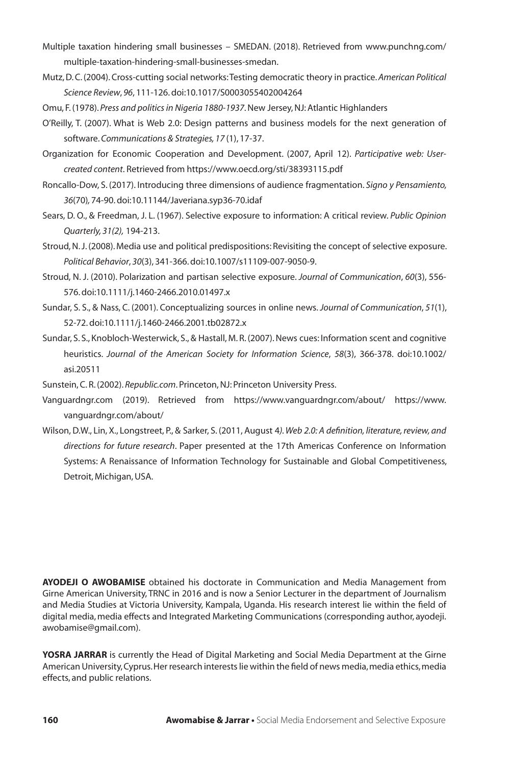Multiple taxation hindering small businesses – SMEDAN. (2018). Retrieved from www.punchng.com/multiple-taxation-hindering-small-businesses-smedan.

Mutz, D. C. (2004). Cross-cutting social networks: Testing democratic theory in practice. *American Political Science Review*, *96*, 111-126. doi:10.1017/S0003055402004264

Omu, F. (1978). *Press and politics in Nigeria 1880-1937*. New Jersey, NJ: Atlantic Highlanders

O'Reilly, T. (2007). What is Web 2.0: Design patterns and business models for the next generation of software. *Communications & Strategies, 17* (1), 17-37.

Organization for Economic Cooperation and Development. (2007, April 12). *Participative web: User-created content*. Retrieved from https://www.oecd.org/sti/38393115.pdf

Roncallo-Dow, S. (2017). Introducing three dimensions of audience fragmentation. *Signo y Pensamiento, 36*(70)*,* 74-90. doi:10.11144/Javeriana.syp36-70.idaf

Sears, D. O., & Freedman, J. L. (1967). Selective exposure to information: A critical review. *Public Opinion Quarterly, 31(2),* 194-213.

Stroud, N. J. (2008). Media use and political predispositions: Revisiting the concept of selective exposure. *Political Behavior*, *30*(3), 341-366. doi:10.1007/s11109-007-9050-9.

Stroud, N. J. (2010). Polarization and partisan selective exposure. *Journal of Communication*, *60*(3), 556-576. doi:10.1111/j.1460-2466.2010.01497.x

Sundar, S. S., & Nass, C. (2001). Conceptualizing sources in online news. *Journal of Communication*, *51*(1), 52-72. doi:10.1111/j.1460-2466.2001.tb02872.x

Sundar, S. S., Knobloch-Westerwick, S., & Hastall, M. R. (2007). News cues: Information scent and cognitive heuristics. *Journal of the American Society for Information Science*, *58*(3), 366-378. doi:10.1002/asi.20511

Sunstein, C. R. (2002). *Republic.com*. Princeton, NJ: Princeton University Press.

Vanguardngr.com (2019). Retrieved from https://www.vanguardngr.com/about/ https://www.vanguardngr.com/about/

Wilson, D.W., Lin, X., Longstreet, P., & Sarker, S. (2011, August 4*). Web 2.0: A definition, literature, review, and directions for future research*. Paper presented at the 17th Americas Conference on Information Systems: A Renaissance of Information Technology for Sustainable and Global Competitiveness, Detroit, Michigan, USA.

**AYODEJI O AWOBAMISE** obtained his doctorate in Communication and Media Management from Girne American University, TRNC in 2016 and is now a Senior Lecturer in the department of Journalism and Media Studies at Victoria University, Kampala, Uganda. His research interest lie within the field of digital media, media effects and Integrated Marketing Communications (corresponding author, ayodeji.awobamise@gmail.com).

**YOSRA JARRAR** is currently the Head of Digital Marketing and Social Media Department at the Girne American University, Cyprus. Her research interests lie within the field of news media, media ethics, media effects, and public relations.